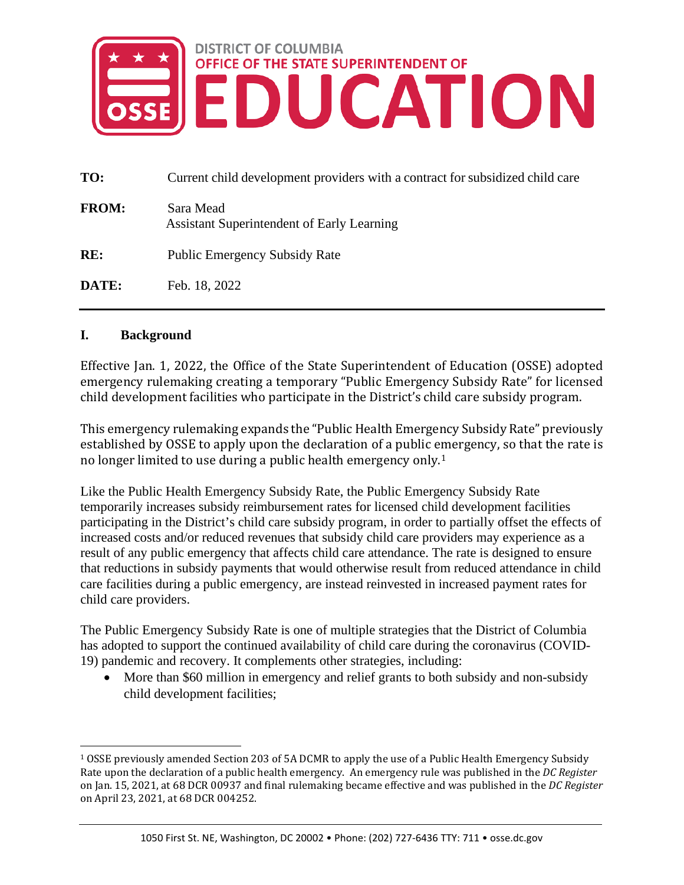DISTRICT OF COLUMBIA
OFFICE OF THE STATE SUPERINTENDENT OF
EDUCATION

**TO:** Current child development providers with a contract for subsidized child care

**FROM:** Sara Mead
Assistant Superintendent of Early Learning

**RE:** Public Emergency Subsidy Rate

**DATE:** Feb. 18, 2022

---

## I. Background

Effective Jan. 1, 2022, the Office of the State Superintendent of Education (OSSE) adopted emergency rulemaking creating a temporary "Public Emergency Subsidy Rate" for licensed child development facilities who participate in the District's child care subsidy program.

This emergency rulemaking expands the "Public Health Emergency Subsidy Rate" previously established by OSSE to apply upon the declaration of a public emergency, so that the rate is no longer limited to use during a public health emergency only.[1]

Like the Public Health Emergency Subsidy Rate, the Public Emergency Subsidy Rate temporarily increases subsidy reimbursement rates for licensed child development facilities participating in the District's child care subsidy program, in order to partially offset the effects of increased costs and/or reduced revenues that subsidy child care providers may experience as a result of any public emergency that affects child care attendance. The rate is designed to ensure that reductions in subsidy payments that would otherwise result from reduced attendance in child care facilities during a public emergency, are instead reinvested in increased payment rates for child care providers.

The Public Emergency Subsidy Rate is one of multiple strategies that the District of Columbia has adopted to support the continued availability of child care during the coronavirus (COVID-19) pandemic and recovery. It complements other strategies, including:

- More than $60 million in emergency and relief grants to both subsidy and non-subsidy child development facilities;

---

[1] OSSE previously amended Section 203 of 5A DCMR to apply the use of a Public Health Emergency Subsidy Rate upon the declaration of a public health emergency. An emergency rule was published in the *DC Register* on Jan. 15, 2021, at 68 DCR 00937 and final rulemaking became effective and was published in the *DC Register* on April 23, 2021, at 68 DCR 004252.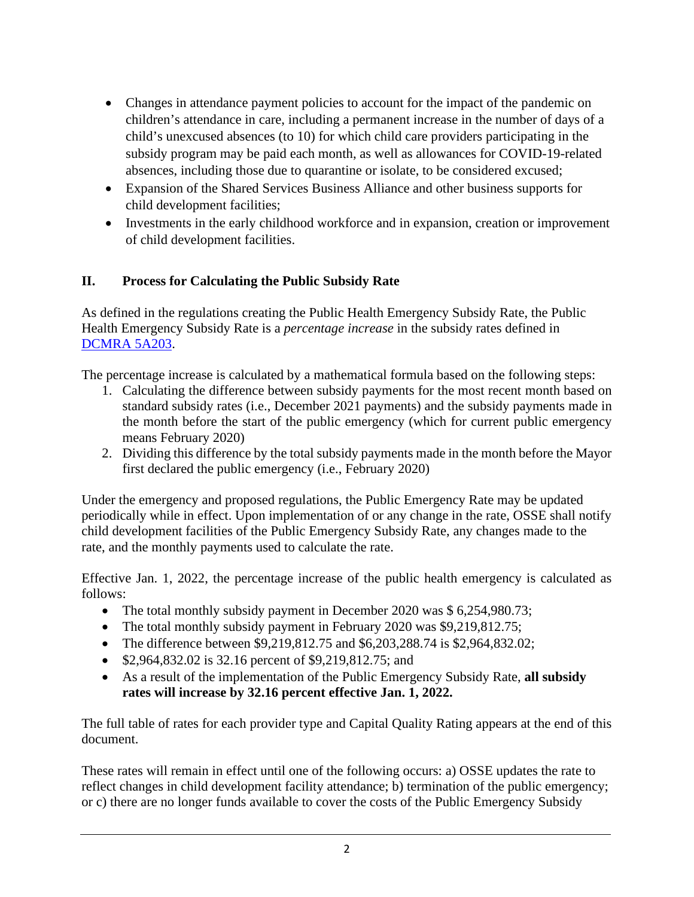- Changes in attendance payment policies to account for the impact of the pandemic on children's attendance in care, including a permanent increase in the number of days of a child's unexcused absences (to 10) for which child care providers participating in the subsidy program may be paid each month, as well as allowances for COVID-19-related absences, including those due to quarantine or isolate, to be considered excused;
- Expansion of the Shared Services Business Alliance and other business supports for child development facilities;
- Investments in the early childhood workforce and in expansion, creation or improvement of child development facilities.

## II. Process for Calculating the Public Subsidy Rate

As defined in the regulations creating the Public Health Emergency Subsidy Rate, the Public Health Emergency Subsidy Rate is a *percentage increase* in the subsidy rates defined in [DCMRA 5A203](DCMRA 5A203).

The percentage increase is calculated by a mathematical formula based on the following steps:

1. Calculating the difference between subsidy payments for the most recent month based on standard subsidy rates (i.e., December 2021 payments) and the subsidy payments made in the month before the start of the public emergency (which for current public emergency means February 2020)
2. Dividing this difference by the total subsidy payments made in the month before the Mayor first declared the public emergency (i.e., February 2020)

Under the emergency and proposed regulations, the Public Emergency Rate may be updated periodically while in effect. Upon implementation of or any change in the rate, OSSE shall notify child development facilities of the Public Emergency Subsidy Rate, any changes made to the rate, and the monthly payments used to calculate the rate.

Effective Jan. 1, 2022, the percentage increase of the public health emergency is calculated as follows:

- The total monthly subsidy payment in December 2020 was $ 6,254,980.73;
- The total monthly subsidy payment in February 2020 was $9,219,812.75;
- The difference between $9,219,812.75 and $6,203,288.74 is $2,964,832.02;
- $2,964,832.02 is 32.16 percent of $9,219,812.75; and
- As a result of the implementation of the Public Emergency Subsidy Rate, **all subsidy rates will increase by 32.16 percent effective Jan. 1, 2022.**

The full table of rates for each provider type and Capital Quality Rating appears at the end of this document.

These rates will remain in effect until one of the following occurs: a) OSSE updates the rate to reflect changes in child development facility attendance; b) termination of the public emergency; or c) there are no longer funds available to cover the costs of the Public Emergency Subsidy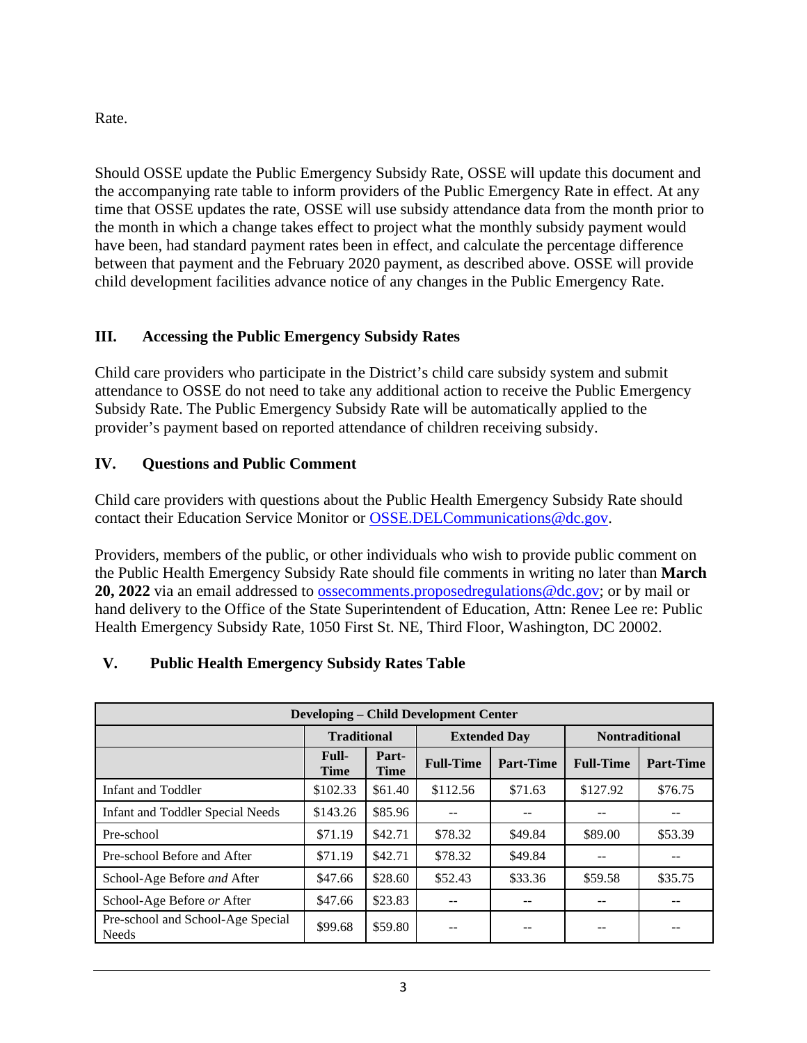Rate.

Should OSSE update the Public Emergency Subsidy Rate, OSSE will update this document and the accompanying rate table to inform providers of the Public Emergency Rate in effect. At any time that OSSE updates the rate, OSSE will use subsidy attendance data from the month prior to the month in which a change takes effect to project what the monthly subsidy payment would have been, had standard payment rates been in effect, and calculate the percentage difference between that payment and the February 2020 payment, as described above. OSSE will provide child development facilities advance notice of any changes in the Public Emergency Rate.

## III. Accessing the Public Emergency Subsidy Rates

Child care providers who participate in the District's child care subsidy system and submit attendance to OSSE do not need to take any additional action to receive the Public Emergency Subsidy Rate. The Public Emergency Subsidy Rate will be automatically applied to the provider's payment based on reported attendance of children receiving subsidy.

## IV. Questions and Public Comment

Child care providers with questions about the Public Health Emergency Subsidy Rate should contact their Education Service Monitor or OSSE.DELCommunications@dc.gov.

Providers, members of the public, or other individuals who wish to provide public comment on the Public Health Emergency Subsidy Rate should file comments in writing no later than **March 20, 2022** via an email addressed to ossecomments.proposedregulations@dc.gov; or by mail or hand delivery to the Office of the State Superintendent of Education, Attn: Renee Lee re: Public Health Emergency Subsidy Rate, 1050 First St. NE, Third Floor, Washington, DC 20002.

## V. Public Health Emergency Subsidy Rates Table

| **Developing – Child Development Center** | | | | | | |
|---|---|---|---|---|---|---|
| | **Traditional** | | **Extended Day** | | **Nontraditional** | |
| | **Full-Time** | **Part-Time** | **Full-Time** | **Part-Time** | **Full-Time** | **Part-Time** |
| Infant and Toddler | $102.33 | $61.40 | $112.56 | $71.63 | $127.92 | $76.75 |
| Infant and Toddler Special Needs | $143.26 | $85.96 | -- | -- | -- | -- |
| Pre-school | $71.19 | $42.71 | $78.32 | $49.84 | $89.00 | $53.39 |
| Pre-school Before and After | $71.19 | $42.71 | $78.32 | $49.84 | -- | -- |
| School-Age Before *and* After | $47.66 | $28.60 | $52.43 | $33.36 | $59.58 | $35.75 |
| School-Age Before *or* After | $47.66 | $23.83 | -- | -- | -- | -- |
| Pre-school and School-Age Special Needs | $99.68 | $59.80 | -- | -- | -- | -- |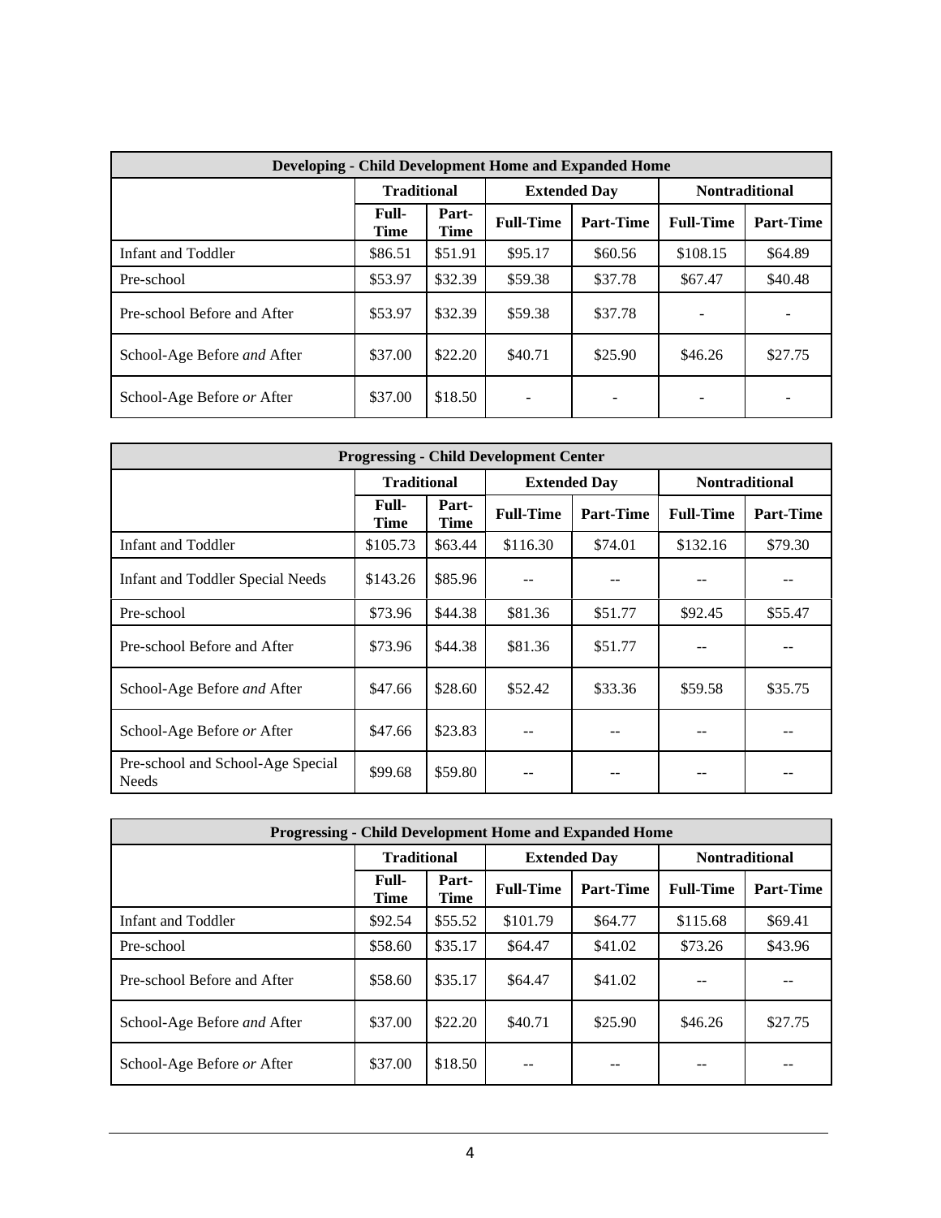| Developing - Child Development Home and Expanded Home | | | | | | |
|---|---|---|---|---|---|---|
| | Traditional | | Extended Day | | Nontraditional | |
| | Full-Time | Part-Time | Full-Time | Part-Time | Full-Time | Part-Time |
| Infant and Toddler | $86.51 | $51.91 | $95.17 | $60.56 | $108.15 | $64.89 |
| Pre-school | $53.97 | $32.39 | $59.38 | $37.78 | $67.47 | $40.48 |
| Pre-school Before and After | $53.97 | $32.39 | $59.38 | $37.78 | - | - |
| School-Age Before *and* After | $37.00 | $22.20 | $40.71 | $25.90 | $46.26 | $27.75 |
| School-Age Before *or* After | $37.00 | $18.50 | - | - | - | - |

| Progressing - Child Development Center | | | | | | |
|---|---|---|---|---|---|---|
| | Traditional | | Extended Day | | Nontraditional | |
| | Full-Time | Part-Time | Full-Time | Part-Time | Full-Time | Part-Time |
| Infant and Toddler | $105.73 | $63.44 | $116.30 | $74.01 | $132.16 | $79.30 |
| Infant and Toddler Special Needs | $143.26 | $85.96 | -- | -- | -- | -- |
| Pre-school | $73.96 | $44.38 | $81.36 | $51.77 | $92.45 | $55.47 |
| Pre-school Before and After | $73.96 | $44.38 | $81.36 | $51.77 | -- | -- |
| School-Age Before *and* After | $47.66 | $28.60 | $52.42 | $33.36 | $59.58 | $35.75 |
| School-Age Before *or* After | $47.66 | $23.83 | -- | -- | -- | -- |
| Pre-school and School-Age Special Needs | $99.68 | $59.80 | -- | -- | -- | -- |

| Progressing - Child Development Home and Expanded Home | | | | | | |
|---|---|---|---|---|---|---|
| | Traditional | | Extended Day | | Nontraditional | |
| | Full-Time | Part-Time | Full-Time | Part-Time | Full-Time | Part-Time |
| Infant and Toddler | $92.54 | $55.52 | $101.79 | $64.77 | $115.68 | $69.41 |
| Pre-school | $58.60 | $35.17 | $64.47 | $41.02 | $73.26 | $43.96 |
| Pre-school Before and After | $58.60 | $35.17 | $64.47 | $41.02 | -- | -- |
| School-Age Before *and* After | $37.00 | $22.20 | $40.71 | $25.90 | $46.26 | $27.75 |
| School-Age Before *or* After | $37.00 | $18.50 | -- | -- | -- | -- |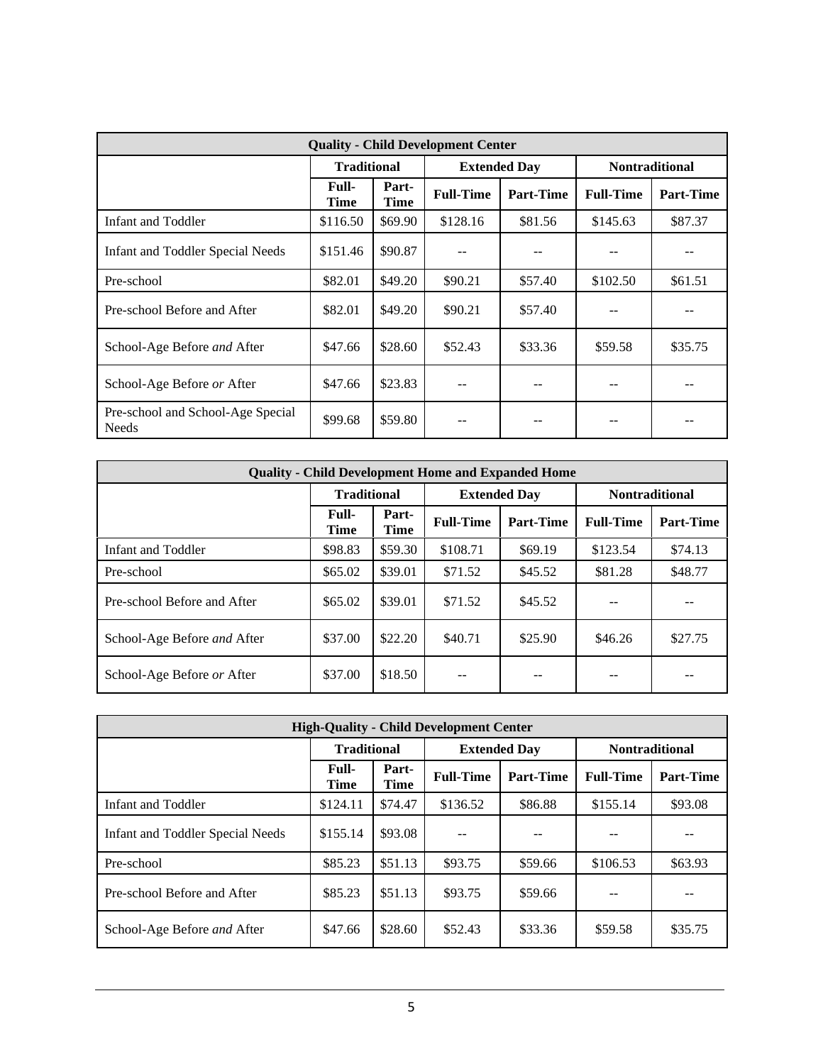| Quality - Child Development Center | | | | | | |
|---|---|---|---|---|---|---|
| | Traditional | | Extended Day | | Nontraditional | |
| | Full-Time | Part-Time | Full-Time | Part-Time | Full-Time | Part-Time |
| Infant and Toddler | $116.50 | $69.90 | $128.16 | $81.56 | $145.63 | $87.37 |
| Infant and Toddler Special Needs | $151.46 | $90.87 | -- | -- | -- | -- |
| Pre-school | $82.01 | $49.20 | $90.21 | $57.40 | $102.50 | $61.51 |
| Pre-school Before and After | $82.01 | $49.20 | $90.21 | $57.40 | -- | -- |
| School-Age Before *and* After | $47.66 | $28.60 | $52.43 | $33.36 | $59.58 | $35.75 |
| School-Age Before *or* After | $47.66 | $23.83 | -- | -- | -- | -- |
| Pre-school and School-Age Special Needs | $99.68 | $59.80 | -- | -- | -- | -- |

| Quality - Child Development Home and Expanded Home | | | | | | |
|---|---|---|---|---|---|---|
| | Traditional | | Extended Day | | Nontraditional | |
| | Full-Time | Part-Time | Full-Time | Part-Time | Full-Time | Part-Time |
| Infant and Toddler | $98.83 | $59.30 | $108.71 | $69.19 | $123.54 | $74.13 |
| Pre-school | $65.02 | $39.01 | $71.52 | $45.52 | $81.28 | $48.77 |
| Pre-school Before and After | $65.02 | $39.01 | $71.52 | $45.52 | -- | -- |
| School-Age Before *and* After | $37.00 | $22.20 | $40.71 | $25.90 | $46.26 | $27.75 |
| School-Age Before *or* After | $37.00 | $18.50 | -- | -- | -- | -- |

| High-Quality - Child Development Center | | | | | | |
|---|---|---|---|---|---|---|
| | Traditional | | Extended Day | | Nontraditional | |
| | Full-Time | Part-Time | Full-Time | Part-Time | Full-Time | Part-Time |
| Infant and Toddler | $124.11 | $74.47 | $136.52 | $86.88 | $155.14 | $93.08 |
| Infant and Toddler Special Needs | $155.14 | $93.08 | -- | -- | -- | -- |
| Pre-school | $85.23 | $51.13 | $93.75 | $59.66 | $106.53 | $63.93 |
| Pre-school Before and After | $85.23 | $51.13 | $93.75 | $59.66 | -- | -- |
| School-Age Before *and* After | $47.66 | $28.60 | $52.43 | $33.36 | $59.58 | $35.75 |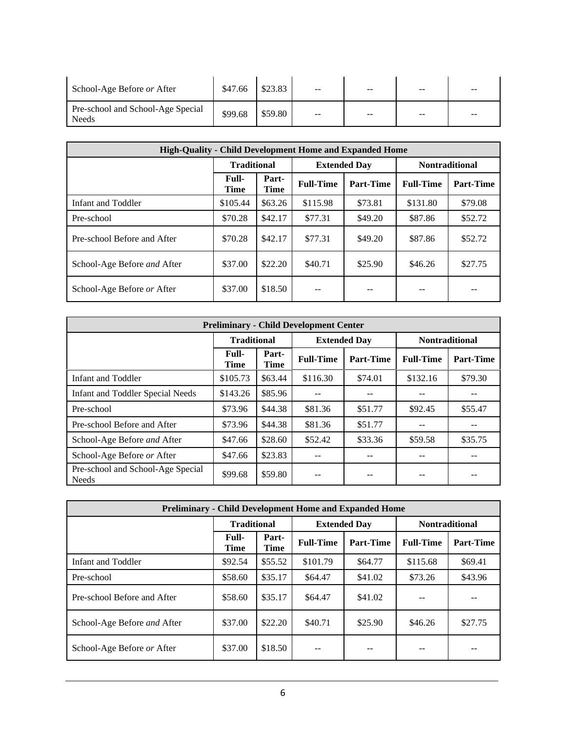| | | | | | | |
|---|---|---|---|---|---|---|
| School-Age Before *or* After | $47.66 | $23.83 | -- | -- | -- | -- |
| Pre-school and School-Age Special Needs | $99.68 | $59.80 | -- | -- | -- | -- |

| High-Quality - Child Development Home and Expanded Home | | | | | | |
|---|---|---|---|---|---|---|
| | **Traditional** | | **Extended Day** | | **Nontraditional** | |
| | **Full-Time** | **Part-Time** | **Full-Time** | **Part-Time** | **Full-Time** | **Part-Time** |
| Infant and Toddler | $105.44 | $63.26 | $115.98 | $73.81 | $131.80 | $79.08 |
| Pre-school | $70.28 | $42.17 | $77.31 | $49.20 | $87.86 | $52.72 |
| Pre-school Before and After | $70.28 | $42.17 | $77.31 | $49.20 | $87.86 | $52.72 |
| School-Age Before *and* After | $37.00 | $22.20 | $40.71 | $25.90 | $46.26 | $27.75 |
| School-Age Before *or* After | $37.00 | $18.50 | -- | -- | -- | -- |

| Preliminary - Child Development Center | | | | | | |
|---|---|---|---|---|---|---|
| | **Traditional** | | **Extended Day** | | **Nontraditional** | |
| | **Full-Time** | **Part-Time** | **Full-Time** | **Part-Time** | **Full-Time** | **Part-Time** |
| Infant and Toddler | $105.73 | $63.44 | $116.30 | $74.01 | $132.16 | $79.30 |
| Infant and Toddler Special Needs | $143.26 | $85.96 | -- | -- | -- | -- |
| Pre-school | $73.96 | $44.38 | $81.36 | $51.77 | $92.45 | $55.47 |
| Pre-school Before and After | $73.96 | $44.38 | $81.36 | $51.77 | -- | -- |
| School-Age Before *and* After | $47.66 | $28.60 | $52.42 | $33.36 | $59.58 | $35.75 |
| School-Age Before *or* After | $47.66 | $23.83 | -- | -- | -- | -- |
| Pre-school and School-Age Special Needs | $99.68 | $59.80 | -- | -- | -- | -- |

| Preliminary - Child Development Home and Expanded Home | | | | | | |
|---|---|---|---|---|---|---|
| | **Traditional** | | **Extended Day** | | **Nontraditional** | |
| | **Full-Time** | **Part-Time** | **Full-Time** | **Part-Time** | **Full-Time** | **Part-Time** |
| Infant and Toddler | $92.54 | $55.52 | $101.79 | $64.77 | $115.68 | $69.41 |
| Pre-school | $58.60 | $35.17 | $64.47 | $41.02 | $73.26 | $43.96 |
| Pre-school Before and After | $58.60 | $35.17 | $64.47 | $41.02 | -- | -- |
| School-Age Before *and* After | $37.00 | $22.20 | $40.71 | $25.90 | $46.26 | $27.75 |
| School-Age Before *or* After | $37.00 | $18.50 | -- | -- | -- | -- |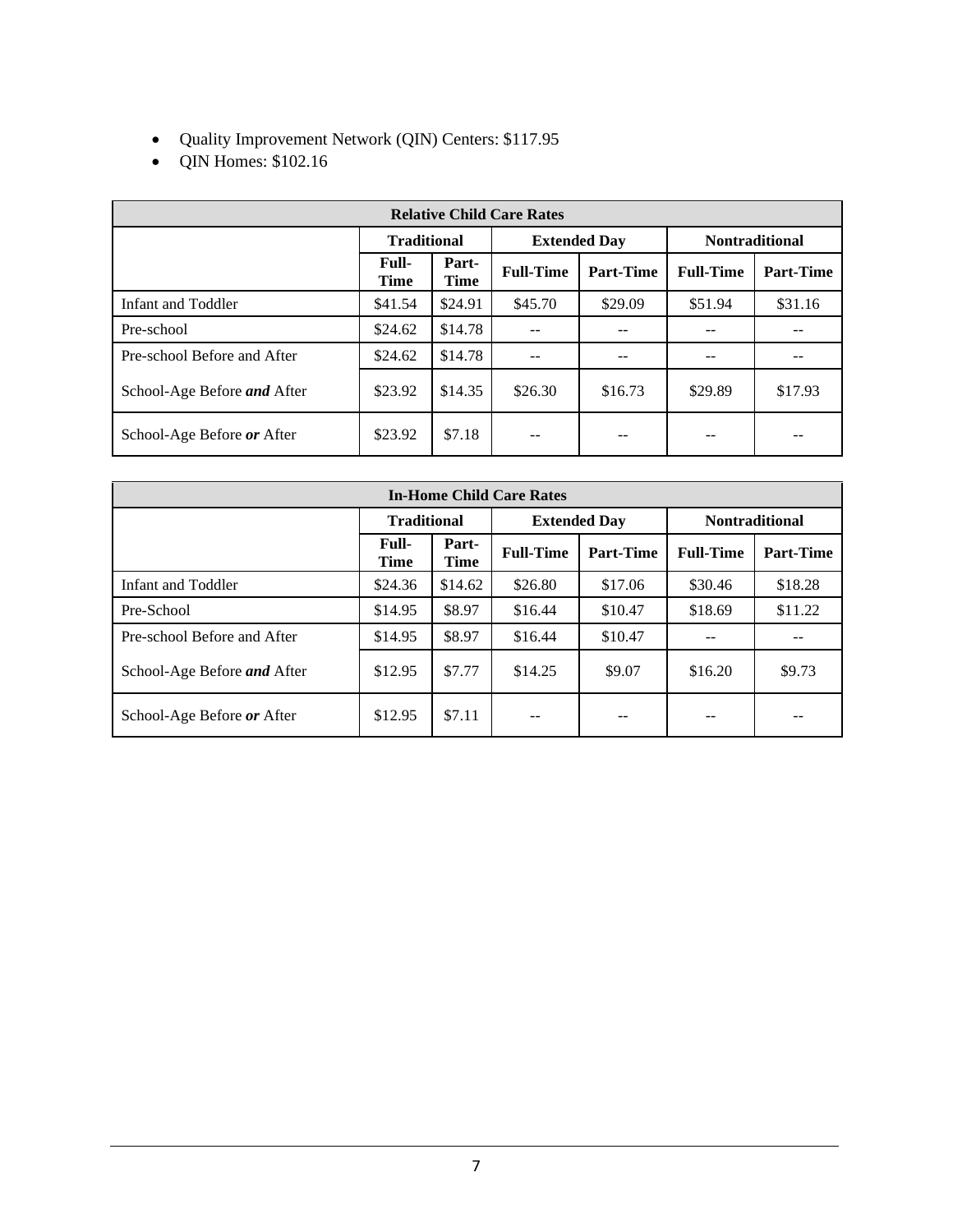- Quality Improvement Network (QIN) Centers: $117.95
- QIN Homes: $102.16

| Relative Child Care Rates | | | | | | |
|---|---|---|---|---|---|---|
| | Traditional | | Extended Day | | Nontraditional | |
| | Full-Time | Part-Time | Full-Time | Part-Time | Full-Time | Part-Time |
| Infant and Toddler | $41.54 | $24.91 | $45.70 | $29.09 | $51.94 | $31.16 |
| Pre-school | $24.62 | $14.78 | -- | -- | -- | -- |
| Pre-school Before and After | $24.62 | $14.78 | -- | -- | -- | -- |
| School-Age Before ***and*** After | $23.92 | $14.35 | $26.30 | $16.73 | $29.89 | $17.93 |
| School-Age Before ***or*** After | $23.92 | $7.18 | -- | -- | -- | -- |

| In-Home Child Care Rates | | | | | | |
|---|---|---|---|---|---|---|
| | Traditional | | Extended Day | | Nontraditional | |
| | Full-Time | Part-Time | Full-Time | Part-Time | Full-Time | Part-Time |
| Infant and Toddler | $24.36 | $14.62 | $26.80 | $17.06 | $30.46 | $18.28 |
| Pre-School | $14.95 | $8.97 | $16.44 | $10.47 | $18.69 | $11.22 |
| Pre-school Before and After | $14.95 | $8.97 | $16.44 | $10.47 | -- | -- |
| School-Age Before ***and*** After | $12.95 | $7.77 | $14.25 | $9.07 | $16.20 | $9.73 |
| School-Age Before ***or*** After | $12.95 | $7.11 | -- | -- | -- | -- |